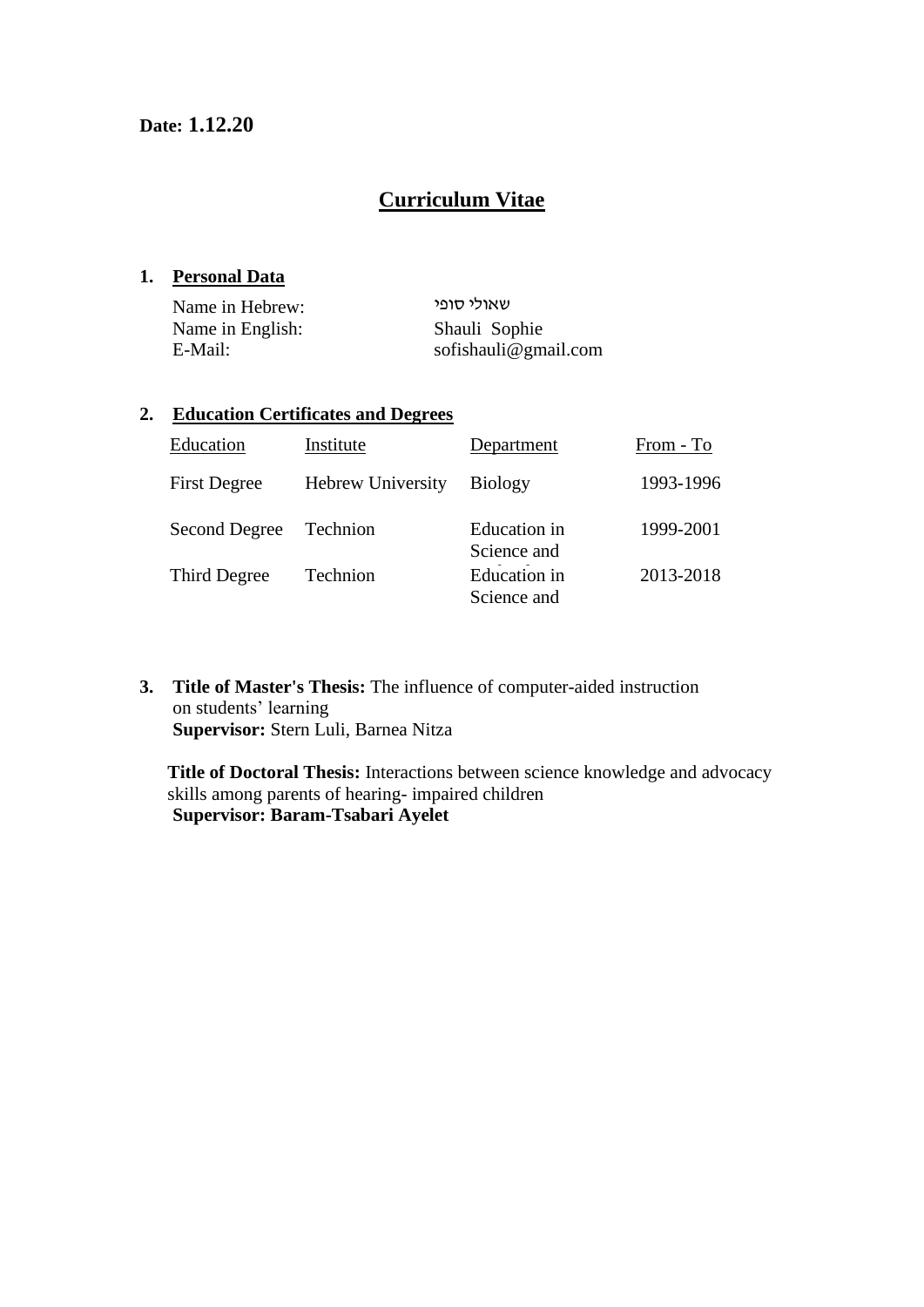**Date: 1.12.20**

# Curriculum Vitae

## 1. Personal Data

| | |
|---|---|
| Name in Hebrew: | שאולי סופי |
| Name in English: | Shauli Sophie |
| E-Mail: | sofishauli@gmail.com |

## 2. Education Certificates and Degrees

| Education | Institute | Department | From - To |
|---|---|---|---|
| First Degree | Hebrew University | Biology | 1993-1996 |
| Second Degree | Technion | Education in Science and | 1999-2001 |
| Third Degree | Technion | Education in Science and | 2013-2018 |

**3. Title of Master's Thesis:** The influence of computer-aided instruction on students' learning
**Supervisor:** Stern Luli, Barnea Nitza

**Title of Doctoral Thesis:** Interactions between science knowledge and advocacy skills among parents of hearing- impaired children
**Supervisor: Baram-Tsabari Ayelet**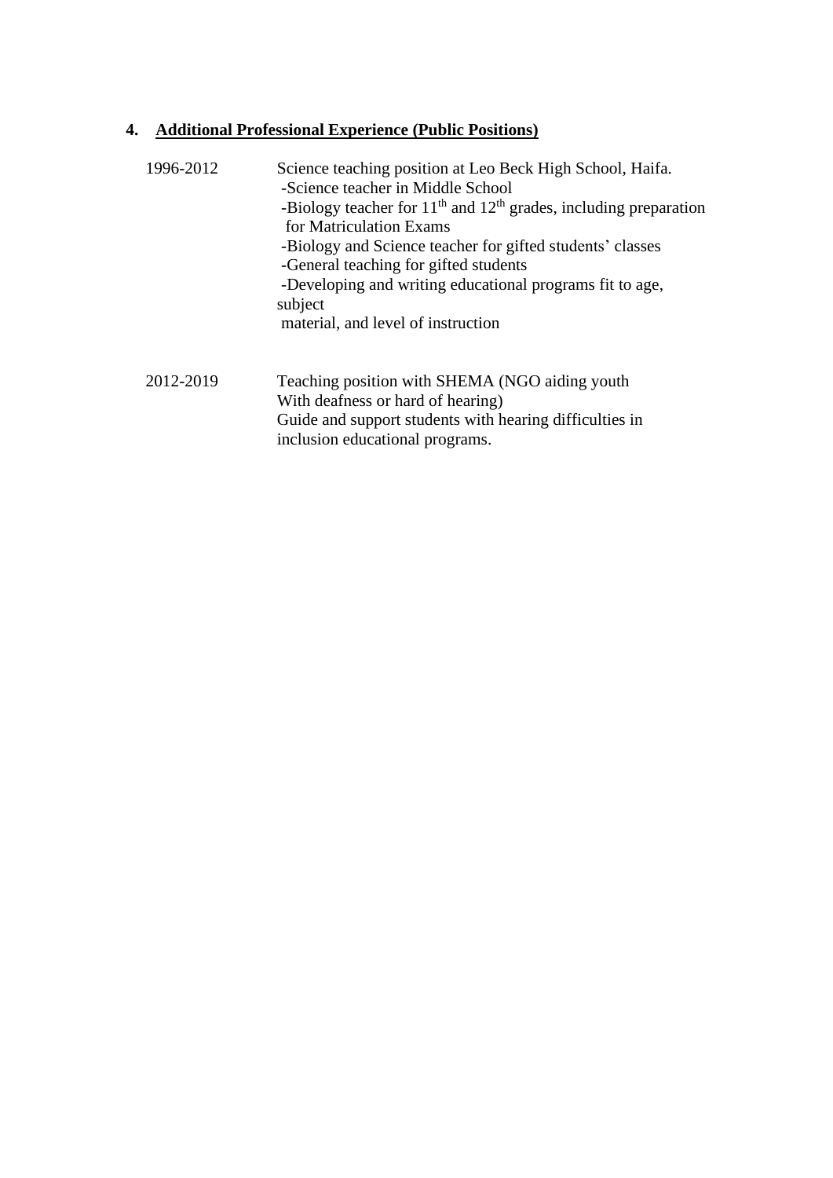## 4. Additional Professional Experience (Public Positions)

| | |
|---|---|
| 1996-2012 | Science teaching position at Leo Beck High School, Haifa.<br>-Science teacher in Middle School<br>-Biology teacher for 11th and 12th grades, including preparation for Matriculation Exams<br>-Biology and Science teacher for gifted students' classes<br>-General teaching for gifted students<br>-Developing and writing educational programs fit to age, subject material, and level of instruction |
| 2012-2019 | Teaching position with SHEMA (NGO aiding youth With deafness or hard of hearing)<br>Guide and support students with hearing difficulties in inclusion educational programs. |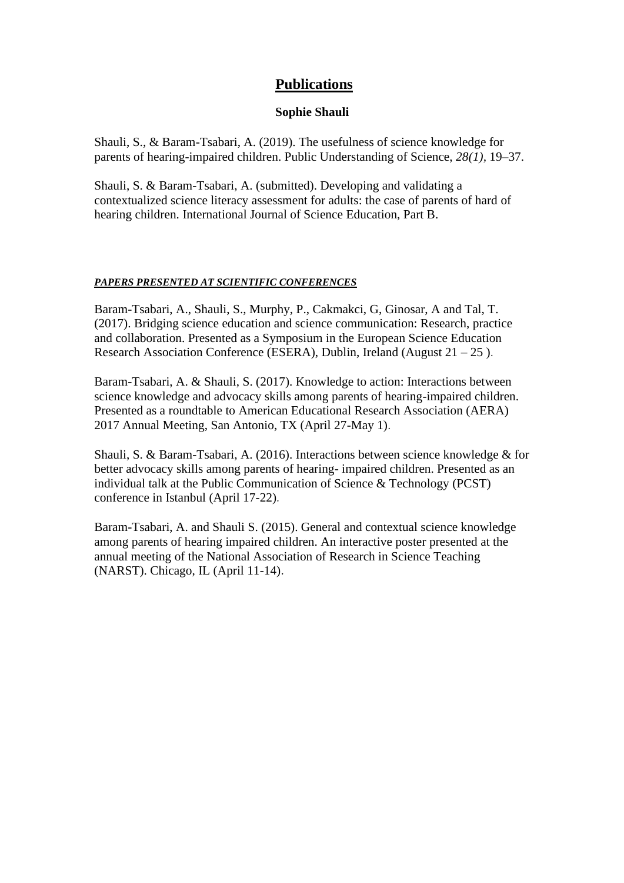# **Publications**

**Sophie Shauli**

Shauli, S., & Baram-Tsabari, A. (2019). The usefulness of science knowledge for parents of hearing-impaired children. Public Understanding of Science, *28(1)*, 19–37.

Shauli, S. & Baram-Tsabari, A. (submitted). Developing and validating a contextualized science literacy assessment for adults: the case of parents of hard of hearing children. International Journal of Science Education, Part B.

***PAPERS PRESENTED AT SCIENTIFIC CONFERENCES***

Baram-Tsabari, A., Shauli, S., Murphy, P., Cakmakci, G, Ginosar, A and Tal, T. (2017). Bridging science education and science communication: Research, practice and collaboration. Presented as a Symposium in the European Science Education Research Association Conference (ESERA), Dublin, Ireland (August 21 – 25 ).

Baram-Tsabari, A. & Shauli, S. (2017). Knowledge to action: Interactions between science knowledge and advocacy skills among parents of hearing-impaired children. Presented as a roundtable to American Educational Research Association (AERA) 2017 Annual Meeting, San Antonio, TX (April 27-May 1).

Shauli, S. & Baram-Tsabari, A. (2016). Interactions between science knowledge & for better advocacy skills among parents of hearing- impaired children. Presented as an individual talk at the Public Communication of Science & Technology (PCST) conference in Istanbul (April 17-22).

Baram-Tsabari, A. and Shauli S. (2015). General and contextual science knowledge among parents of hearing impaired children. An interactive poster presented at the annual meeting of the National Association of Research in Science Teaching (NARST). Chicago, IL (April 11-14).